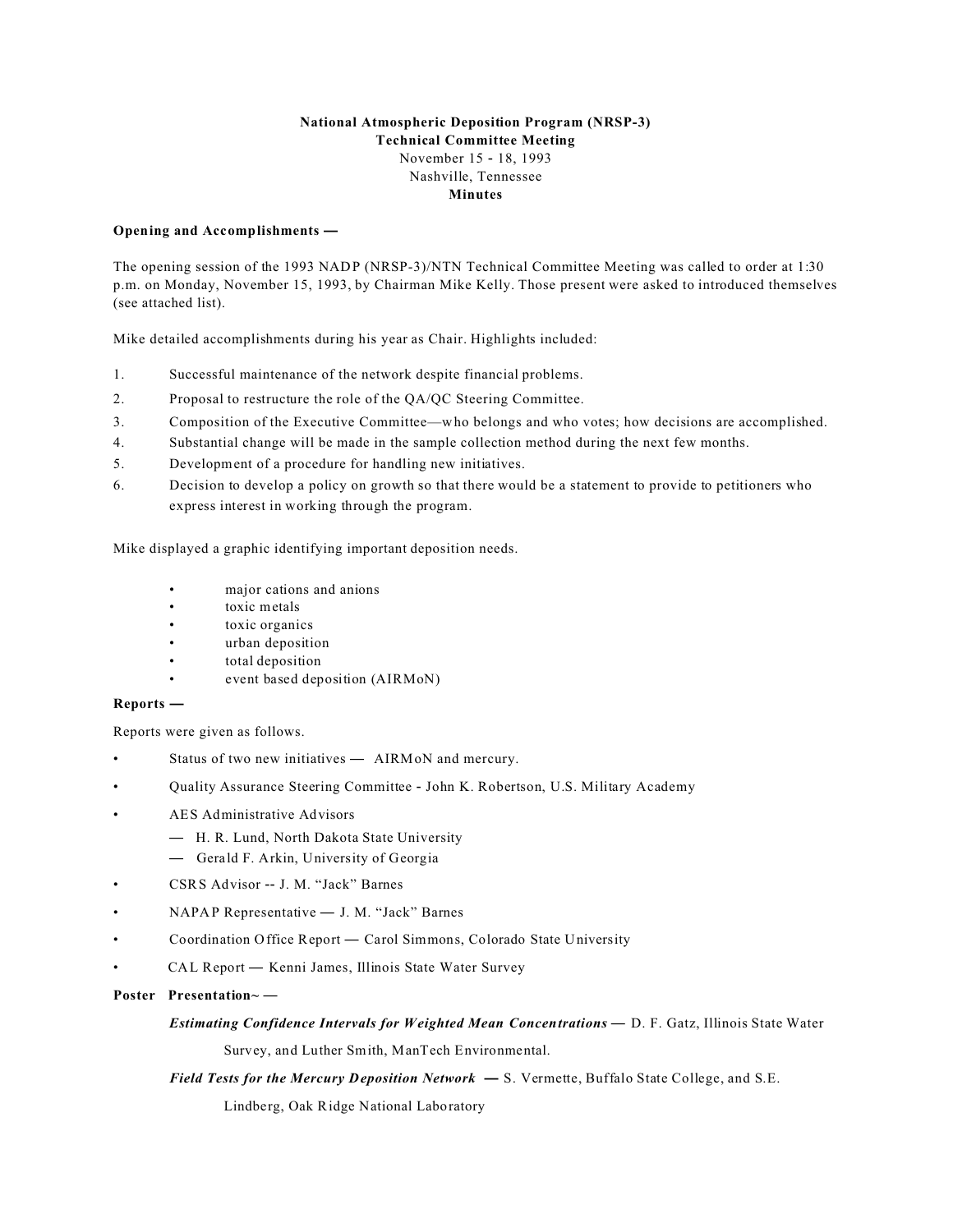**National Atmospheric Deposition Program (NRSP-3)**
**Technical Committee Meeting**
November 15 - 18, 1993
Nashville, Tennessee
**Minutes**

**Opening and Accomplishments —**

The opening session of the 1993 NADP (NRSP-3)/NTN Technical Committee Meeting was called to order at 1:30 p.m. on Monday, November 15, 1993, by Chairman Mike Kelly. Those present were asked to introduced themselves (see attached list).

Mike detailed accomplishments during his year as Chair. Highlights included:

1. Successful maintenance of the network despite financial problems.
2. Proposal to restructure the role of the QA/QC Steering Committee.
3. Composition of the Executive Committee—who belongs and who votes; how decisions are accomplished.
4. Substantial change will be made in the sample collection method during the next few months.
5. Development of a procedure for handling new initiatives.
6. Decision to develop a policy on growth so that there would be a statement to provide to petitioners who express interest in working through the program.

Mike displayed a graphic identifying important deposition needs.

- major cations and anions
- toxic metals
- toxic organics
- urban deposition
- total deposition
- event based deposition (AIRMoN)

**Reports —**

Reports were given as follows.

- Status of two new initiatives — AIRMoN and mercury.
- Quality Assurance Steering Committee - John K. Robertson, U.S. Military Academy
- AES Administrative Advisors
  - — H. R. Lund, North Dakota State University
  - — Gerald F. Arkin, University of Georgia
- CSRS Advisor -- J. M. "Jack" Barnes
- NAPAP Representative — J. M. "Jack" Barnes
- Coordination Office Report — Carol Simmons, Colorado State University
- CAL Report — Kenni James, Illinois State Water Survey

**Poster Presentation~ —**

***Estimating Confidence Intervals for Weighted Mean Concentrations*** — D. F. Gatz, Illinois State Water Survey, and Luther Smith, ManTech Environmental.

***Field Tests for the Mercury Deposition Network*** — S. Vermette, Buffalo State College, and S.E. Lindberg, Oak Ridge National Laboratory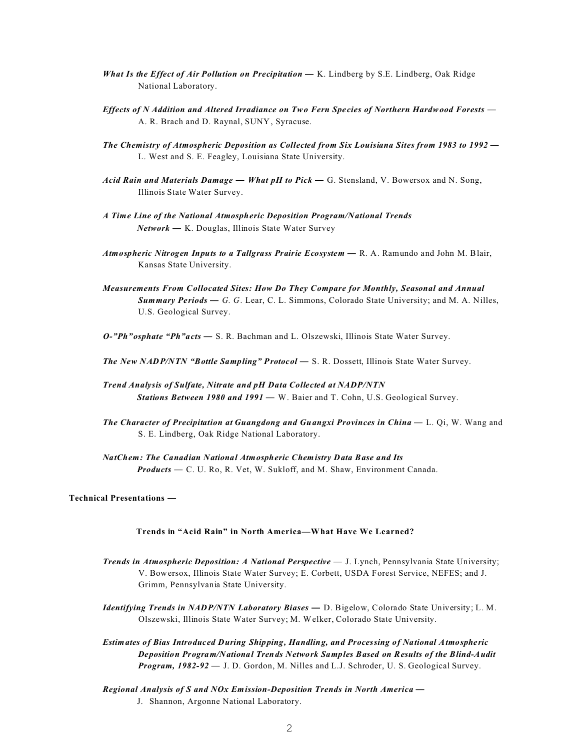***What Is the Effect of Air Pollution on Precipitation* —** K. Lindberg by S.E. Lindberg, Oak Ridge National Laboratory.

***Effects of N Addition and Altered Irradiance on Two Fern Species of Northern Hardwood Forests* —** A. R. Brach and D. Raynal, SUNY, Syracuse.

***The Chemistry of Atmospheric Deposition as Collected from Six Louisiana Sites from 1983 to 1992* —** L. West and S. E. Feagley, Louisiana State University.

***Acid Rain and Materials Damage — What pH to Pick* —** G. Stensland, V. Bowersox and N. Song, Illinois State Water Survey.

***A Time Line of the National Atmospheric Deposition Program/National Trends Network* —** K. Douglas, Illinois State Water Survey

***Atmospheric Nitrogen Inputs to a Tallgrass Prairie Ecosystem* —** R. A. Ramundo and John M. Blair, Kansas State University.

***Measurements From Collocated Sites: How Do They Compare for Monthly, Seasonal and Annual Summary Periods* —** *G. G.* Lear, C. L. Simmons, Colorado State University; and M. A. Nilles, U.S. Geological Survey.

***O-"Ph"osphate "Ph"acts* —** S. R. Bachman and L. Olszewski, Illinois State Water Survey.

***The New NADP/NTN "Bottle Sampling" Protocol* —** S. R. Dossett, Illinois State Water Survey.

***Trend Analysis of Sulfate, Nitrate and pH Data Collected at NADP/NTN Stations Between 1980 and 1991* —** W. Baier and T. Cohn, U.S. Geological Survey.

***The Character of Precipitation at Guangdong and Guangxi Provinces in China* —** L. Qi, W. Wang and S. E. Lindberg, Oak Ridge National Laboratory.

***NatChem: The Canadian National Atmospheric Chemistry Data Base and Its Products* —** C. U. Ro, R. Vet, W. Sukloff, and M. Shaw, Environment Canada.

**Technical Presentations —**

**Trends in "Acid Rain" in North America—What Have We Learned?**

***Trends in Atmospheric Deposition: A National Perspective* —** J. Lynch, Pennsylvania State University; V. Bowersox, Illinois State Water Survey; E. Corbett, USDA Forest Service, NEFES; and J. Grimm, Pennsylvania State University.

***Identifying Trends in NADP/NTN Laboratory Biases* —** D. Bigelow, Colorado State University; L. M. Olszewski, Illinois State Water Survey; M. Welker, Colorado State University.

***Estimates of Bias Introduced During Shipping, Handling, and Processing of National Atmospheric Deposition Program/National Trends Network Samples Based on Results of the Blind-Audit Program, 1982-92* —** J. D. Gordon, M. Nilles and L.J. Schroder, U. S. Geological Survey.

***Regional Analysis of S and NOx Emission-Deposition Trends in North America* —** J. Shannon, Argonne National Laboratory.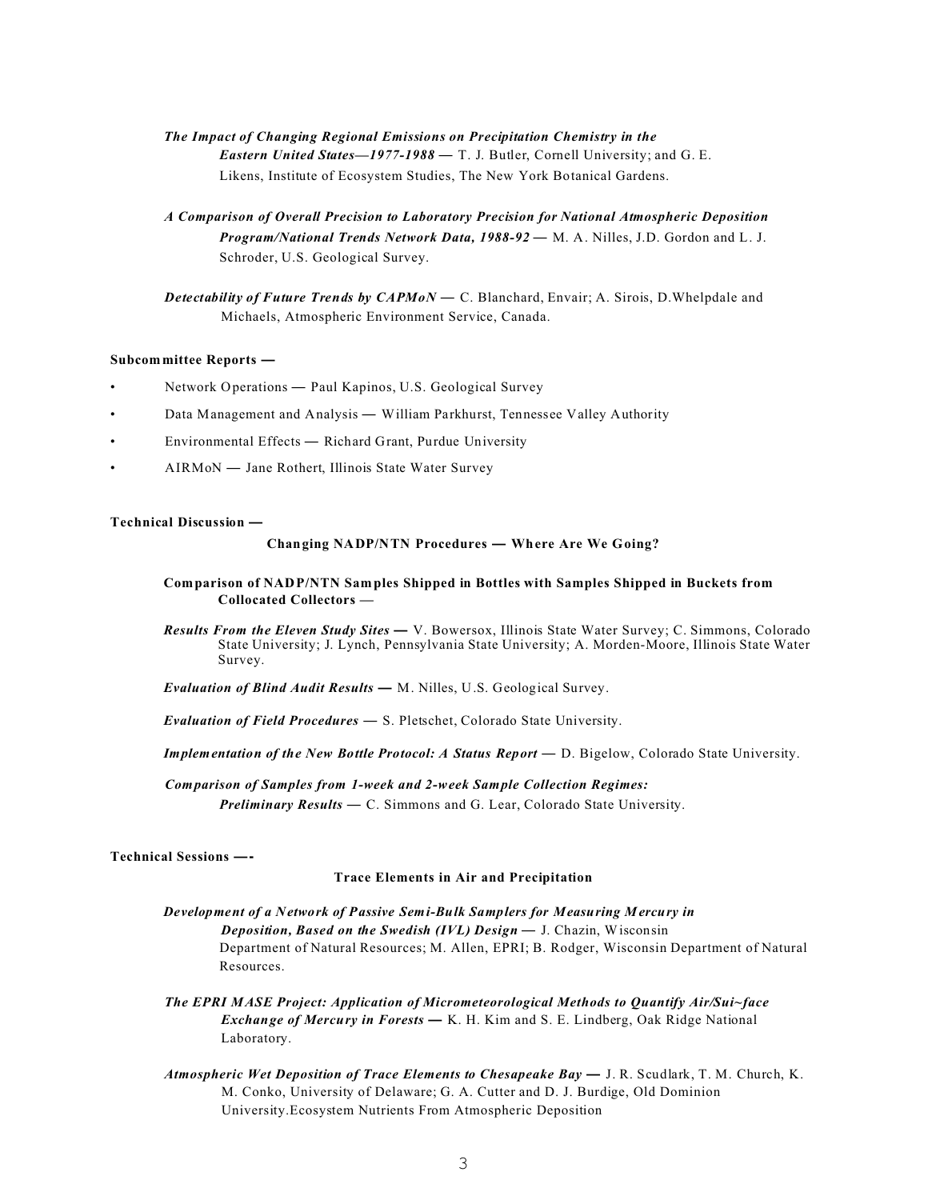***The Impact of Changing Regional Emissions on Precipitation Chemistry in the Eastern United States—1977-1988*** — T. J. Butler, Cornell University; and G. E. Likens, Institute of Ecosystem Studies, The New York Botanical Gardens.

***A Comparison of Overall Precision to Laboratory Precision for National Atmospheric Deposition Program/National Trends Network Data, 1988-92*** — M. A. Nilles, J.D. Gordon and L. J. Schroder, U.S. Geological Survey.

***Detectability of Future Trends by CAPMoN*** — C. Blanchard, Envair; A. Sirois, D.Whelpdale and Michaels, Atmospheric Environment Service, Canada.

**Subcommittee Reports —**

- Network Operations — Paul Kapinos, U.S. Geological Survey
- Data Management and Analysis — William Parkhurst, Tennessee Valley Authority
- Environmental Effects — Richard Grant, Purdue University
- AIRMoN — Jane Rothert, Illinois State Water Survey

**Technical Discussion —**

**Changing NADP/NTN Procedures — Where Are We Going?**

**Comparison of NADP/NTN Samples Shipped in Bottles with Samples Shipped in Buckets from Collocated Collectors —**

***Results From the Eleven Study Sites*** — V. Bowersox, Illinois State Water Survey; C. Simmons, Colorado State University; J. Lynch, Pennsylvania State University; A. Morden-Moore, Illinois State Water Survey.

***Evaluation of Blind Audit Results*** — M. Nilles, U.S. Geological Survey.

***Evaluation of Field Procedures*** — S. Pletschet, Colorado State University.

***Implementation of the New Bottle Protocol: A Status Report*** — D. Bigelow, Colorado State University.

***Comparison of Samples from 1-week and 2-week Sample Collection Regimes: Preliminary Results*** — C. Simmons and G. Lear, Colorado State University.

**Technical Sessions —-**

**Trace Elements in Air and Precipitation**

***Development of a Network of Passive Semi-Bulk Samplers for Measuring Mercury in Deposition, Based on the Swedish (IVL) Design*** — J. Chazin, Wisconsin Department of Natural Resources; M. Allen, EPRI; B. Rodger, Wisconsin Department of Natural Resources.

***The EPRI MASE Project: Application of Micrometeorological Methods to Quantify Air/Sui~face Exchange of Mercury in Forests*** — K. H. Kim and S. E. Lindberg, Oak Ridge National Laboratory.

***Atmospheric Wet Deposition of Trace Elements to Chesapeake Bay*** — J. R. Scudlark, T. M. Church, K. M. Conko, University of Delaware; G. A. Cutter and D. J. Burdige, Old Dominion University.Ecosystem Nutrients From Atmospheric Deposition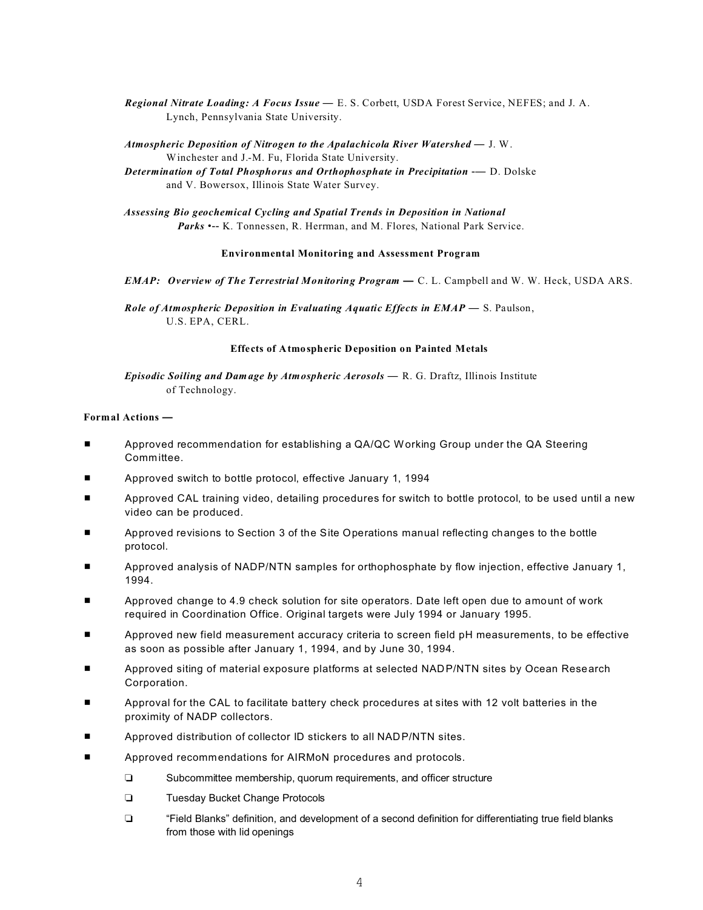*Regional Nitrate Loading: A Focus Issue* — E. S. Corbett, USDA Forest Service, NEFES; and J. A. Lynch, Pennsylvania State University.

*Atmospheric Deposition of Nitrogen to the Apalachicola River Watershed* — J. W. Winchester and J.-M. Fu, Florida State University.

*Determination of Total Phosphorus and Orthophosphate in Precipitation* -— D. Dolske and V. Bowersox, Illinois State Water Survey.

*Assessing Bio geochemical Cycling and Spatial Trends in Deposition in National Parks* •-- K. Tonnessen, R. Herrman, and M. Flores, National Park Service.

**Environmental Monitoring and Assessment Program**

*EMAP: Overview of The Terrestrial Monitoring Program* — C. L. Campbell and W. W. Heck, USDA ARS.

*Role of Atmospheric Deposition in Evaluating Aquatic Effects in EMAP* — S. Paulson, U.S. EPA, CERL.

**Effects of Atmospheric Deposition on Painted Metals**

*Episodic Soiling and Damage by Atmospheric Aerosols* — R. G. Draftz, Illinois Institute of Technology.

**Formal Actions —**

- Approved recommendation for establishing a QA/QC Working Group under the QA Steering Committee.
- Approved switch to bottle protocol, effective January 1, 1994
- Approved CAL training video, detailing procedures for switch to bottle protocol, to be used until a new video can be produced.
- Approved revisions to Section 3 of the Site Operations manual reflecting changes to the bottle protocol.
- Approved analysis of NADP/NTN samples for orthophosphate by flow injection, effective January 1, 1994.
- Approved change to 4.9 check solution for site operators. Date left open due to amount of work required in Coordination Office. Original targets were July 1994 or January 1995.
- Approved new field measurement accuracy criteria to screen field pH measurements, to be effective as soon as possible after January 1, 1994, and by June 30, 1994.
- Approved siting of material exposure platforms at selected NADP/NTN sites by Ocean Research Corporation.
- Approval for the CAL to facilitate battery check procedures at sites with 12 volt batteries in the proximity of NADP collectors.
- Approved distribution of collector ID stickers to all NADP/NTN sites.
- Approved recommendations for AIRMoN procedures and protocols.
  - Subcommittee membership, quorum requirements, and officer structure
  - Tuesday Bucket Change Protocols
  - "Field Blanks" definition, and development of a second definition for differentiating true field blanks from those with lid openings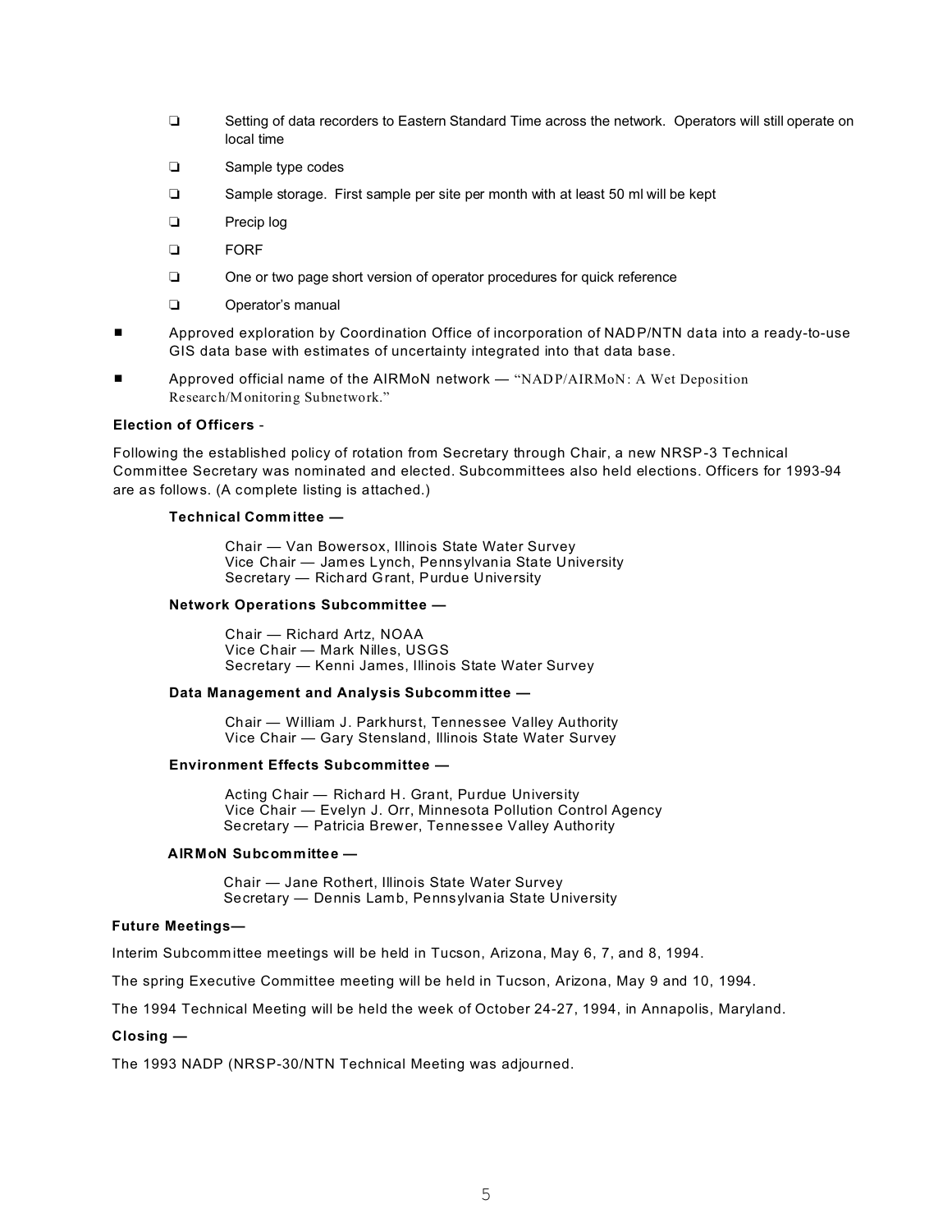- Setting of data recorders to Eastern Standard Time across the network. Operators will still operate on local time
- Sample type codes
- Sample storage. First sample per site per month with at least 50 ml will be kept
- Precip log
- FORF
- One or two page short version of operator procedures for quick reference
- Operator's manual

- Approved exploration by Coordination Office of incorporation of NADP/NTN data into a ready-to-use GIS data base with estimates of uncertainty integrated into that data base.
- Approved official name of the AIRMoN network — "NADP/AIRMoN: A Wet Deposition Research/Monitoring Subnetwork."

**Election of Officers** -

Following the established policy of rotation from Secretary through Chair, a new NRSP-3 Technical Committee Secretary was nominated and elected. Subcommittees also held elections. Officers for 1993-94 are as follows. (A complete listing is attached.)

**Technical Committee —**

Chair — Van Bowersox, Illinois State Water Survey
Vice Chair — James Lynch, Pennsylvania State University
Secretary — Richard Grant, Purdue University

**Network Operations Subcommittee —**

Chair — Richard Artz, NOAA
Vice Chair — Mark Nilles, USGS
Secretary — Kenni James, Illinois State Water Survey

**Data Management and Analysis Subcommittee —**

Chair — William J. Parkhurst, Tennessee Valley Authority
Vice Chair — Gary Stensland, Illinois State Water Survey

**Environment Effects Subcommittee —**

Acting Chair — Richard H. Grant, Purdue University
Vice Chair — Evelyn J. Orr, Minnesota Pollution Control Agency
Secretary — Patricia Brewer, Tennessee Valley Authority

**AIRMoN Subcommittee —**

Chair — Jane Rothert, Illinois State Water Survey
Secretary — Dennis Lamb, Pennsylvania State University

**Future Meetings—**

Interim Subcommittee meetings will be held in Tucson, Arizona, May 6, 7, and 8, 1994.

The spring Executive Committee meeting will be held in Tucson, Arizona, May 9 and 10, 1994.

The 1994 Technical Meeting will be held the week of October 24-27, 1994, in Annapolis, Maryland.

**Closing —**

The 1993 NADP (NRSP-30/NTN Technical Meeting was adjourned.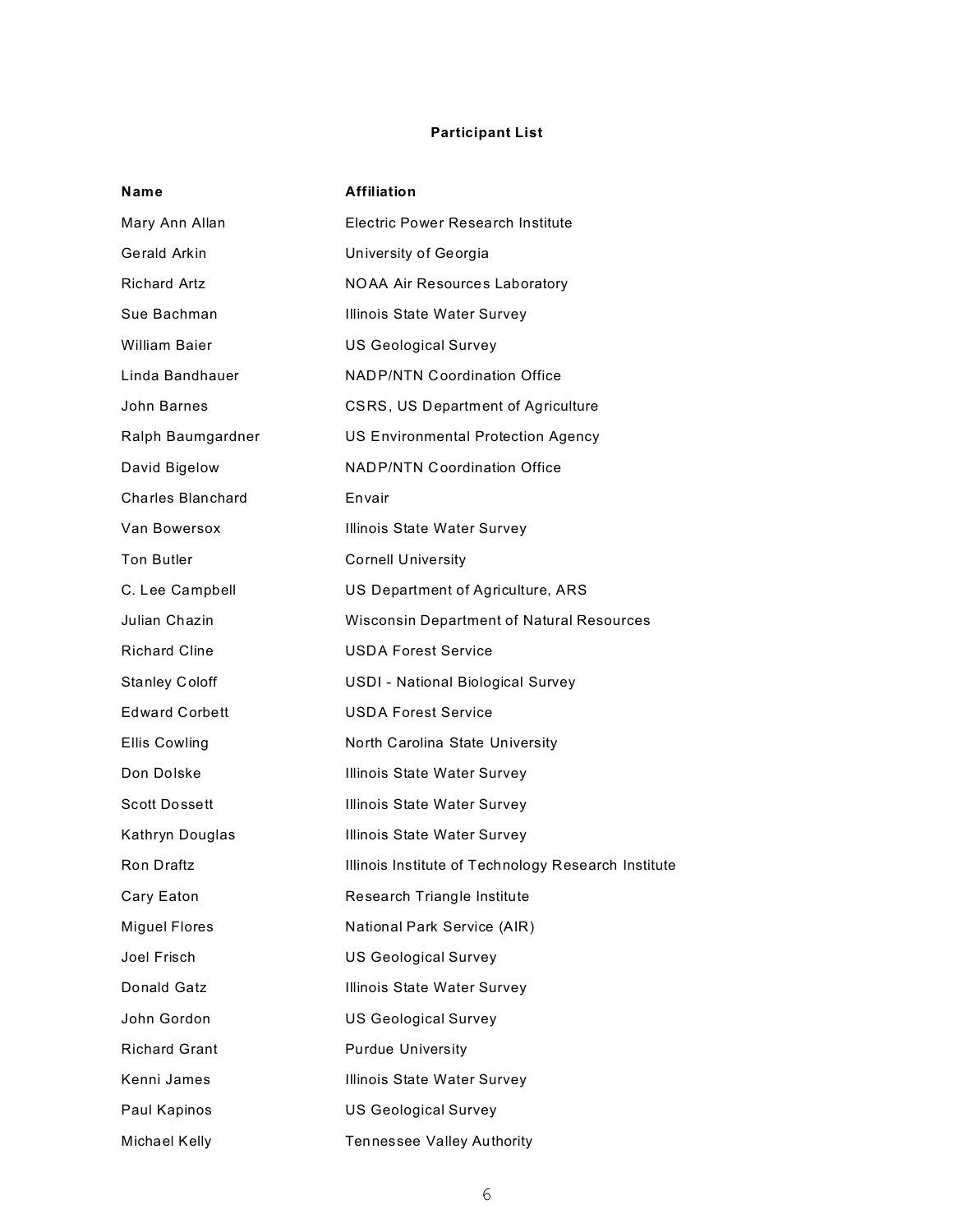**Participant List**

| Name | Affiliation |
|---|---|
| Mary Ann Allan | Electric Power Research Institute |
| Gerald Arkin | University of Georgia |
| Richard Artz | NOAA Air Resources Laboratory |
| Sue Bachman | Illinois State Water Survey |
| William Baier | US Geological Survey |
| Linda Bandhauer | NADP/NTN Coordination Office |
| John Barnes | CSRS, US Department of Agriculture |
| Ralph Baumgardner | US Environmental Protection Agency |
| David Bigelow | NADP/NTN Coordination Office |
| Charles Blanchard | Envair |
| Van Bowersox | Illinois State Water Survey |
| Ton Butler | Cornell University |
| C. Lee Campbell | US Department of Agriculture, ARS |
| Julian Chazin | Wisconsin Department of Natural Resources |
| Richard Cline | USDA Forest Service |
| Stanley Coloff | USDI - National Biological Survey |
| Edward Corbett | USDA Forest Service |
| Ellis Cowling | North Carolina State University |
| Don Dolske | Illinois State Water Survey |
| Scott Dossett | Illinois State Water Survey |
| Kathryn Douglas | Illinois State Water Survey |
| Ron Draftz | Illinois Institute of Technology Research Institute |
| Cary Eaton | Research Triangle Institute |
| Miguel Flores | National Park Service (AIR) |
| Joel Frisch | US Geological Survey |
| Donald Gatz | Illinois State Water Survey |
| John Gordon | US Geological Survey |
| Richard Grant | Purdue University |
| Kenni James | Illinois State Water Survey |
| Paul Kapinos | US Geological Survey |
| Michael Kelly | Tennessee Valley Authority |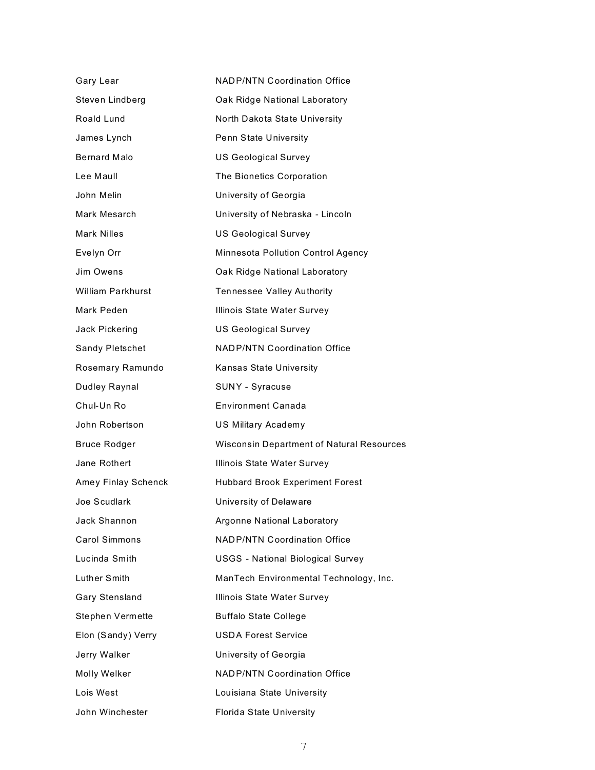| | |
|---|---|
| Gary Lear | NADP/NTN Coordination Office |
| Steven Lindberg | Oak Ridge National Laboratory |
| Roald Lund | North Dakota State University |
| James Lynch | Penn State University |
| Bernard Malo | US Geological Survey |
| Lee Maull | The Bionetics Corporation |
| John Melin | University of Georgia |
| Mark Mesarch | University of Nebraska - Lincoln |
| Mark Nilles | US Geological Survey |
| Evelyn Orr | Minnesota Pollution Control Agency |
| Jim Owens | Oak Ridge National Laboratory |
| William Parkhurst | Tennessee Valley Authority |
| Mark Peden | Illinois State Water Survey |
| Jack Pickering | US Geological Survey |
| Sandy Pletschet | NADP/NTN Coordination Office |
| Rosemary Ramundo | Kansas State University |
| Dudley Raynal | SUNY - Syracuse |
| Chul-Un Ro | Environment Canada |
| John Robertson | US Military Academy |
| Bruce Rodger | Wisconsin Department of Natural Resources |
| Jane Rothert | Illinois State Water Survey |
| Amey Finlay Schenck | Hubbard Brook Experiment Forest |
| Joe Scudlark | University of Delaware |
| Jack Shannon | Argonne National Laboratory |
| Carol Simmons | NADP/NTN Coordination Office |
| Lucinda Smith | USGS - National Biological Survey |
| Luther Smith | ManTech Environmental Technology, Inc. |
| Gary Stensland | Illinois State Water Survey |
| Stephen Vermette | Buffalo State College |
| Elon (Sandy) Verry | USDA Forest Service |
| Jerry Walker | University of Georgia |
| Molly Welker | NADP/NTN Coordination Office |
| Lois West | Louisiana State University |
| John Winchester | Florida State University |